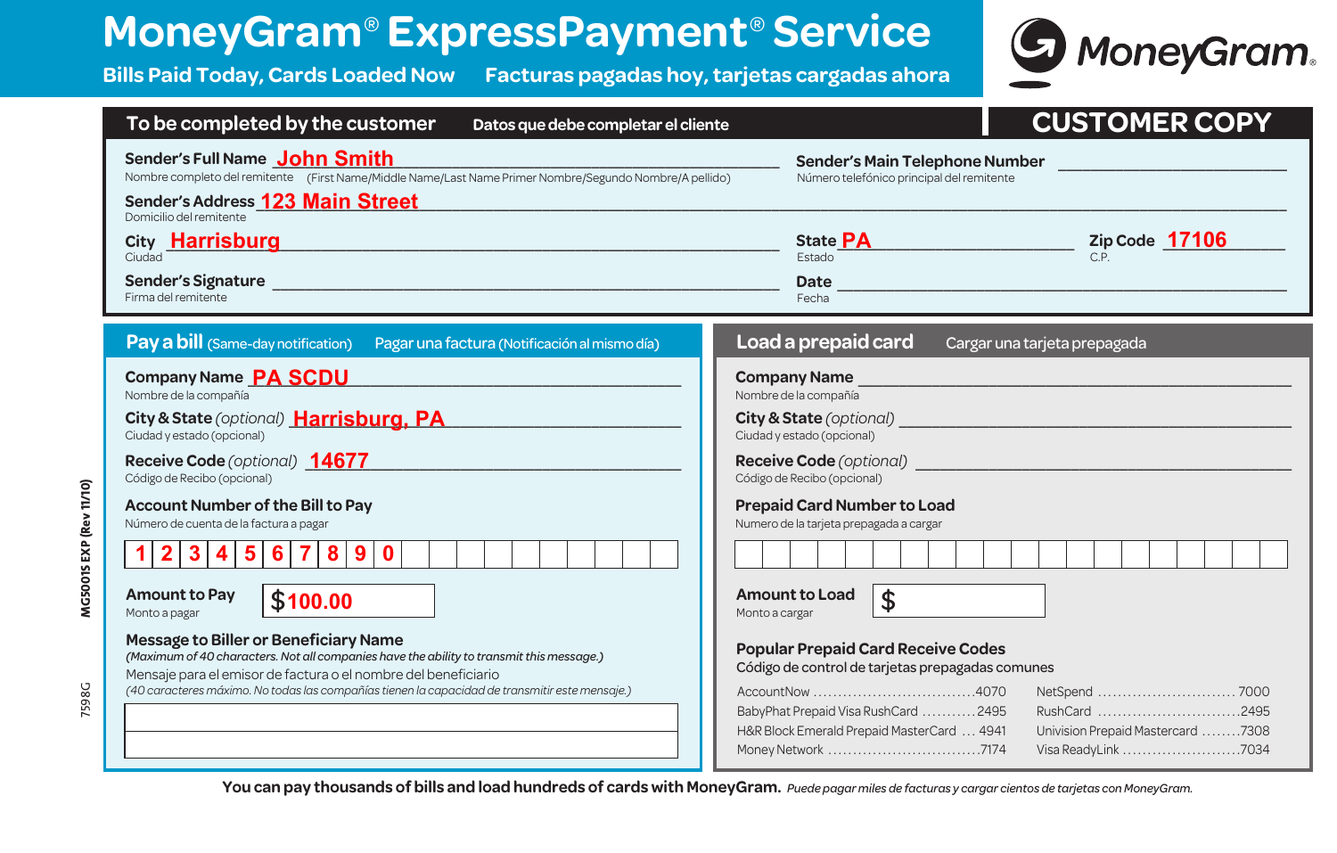# MoneyGram® ExpressPayment® Service

**Bills Paid Today, Cards Loaded Now** — Facturas pagadas hoy, tarjetas cargadas ahora

MoneyGram®

## To be completed by the customer — Datos que debe completar el cliente

**CUSTOMER COPY**

**Sender's Full Name** John Smith
Nombre completo del remitente (First Name/Middle Name/Last Name Primer Nombre/Segundo Nombre/A pellido)

**Sender's Main Telephone Number** ____________
Número telefónico principal del remitente

**Sender's Address** 123 Main Street
Domicilio del remitente

**City** Harrisburg
Ciudad

**State** PA
Estado

**Zip Code** 17106
C.P.

**Sender's Signature** ____________
Firma del remitente

**Date** ____________
Fecha

## Pay a bill (Same-day notification) — Pagar una factura (Notificación al mismo día)

**Company Name** PA SCDU
Nombre de la compañía

**City & State** *(optional)* Harrisburg, PA
Ciudad y estado (opcional)

**Receive Code** *(optional)* 14677
Código de Recibo (opcional)

**Account Number of the Bill to Pay**
Número de cuenta de la factura a pagar

| 1 | 2 | 3 | 4 | 5 | 6 | 7 | 8 | 9 | 0 | | | | | | | | | | |
|---|---|---|---|---|---|---|---|---|---|---|---|---|---|---|---|---|---|---|---|

**Amount to Pay** $100.00
Monto a pagar

**Message to Biller or Beneficiary Name**
*(Maximum of 40 characters. Not all companies have the ability to transmit this message.)*
Mensaje para el emisor de factura o el nombre del beneficiario
*(40 caracteres máximo. No todas las compañías tienen la capacidad de transmitir este mensaje.)*

## Load a prepaid card — Cargar una tarjeta prepagada

**Company Name** ____________
Nombre de la compañía

**City & State** *(optional)* ____________
Ciudad y estado (opcional)

**Receive Code** *(optional)* ____________
Código de Recibo (opcional)

**Prepaid Card Number to Load**
Numero de la tarjeta prepagada a cargar

**Amount to Load** $
Monto a cargar

**Popular Prepaid Card Receive Codes**
Código de control de tarjetas prepagadas comunes

| Card | Code | Card | Code |
|---|---|---|---|
| AccountNow | 4070 | NetSpend | 7000 |
| BabyPhat Prepaid Visa RushCard | 2495 | RushCard | 2495 |
| H&R Block Emerald Prepaid MasterCard | 4941 | Univision Prepaid Mastercard | 7308 |
| Money Network | 7174 | Visa ReadyLink | 7034 |

**You can pay thousands of bills and load hundreds of cards with MoneyGram.** *Puede pagar miles de facturas y cargar cientos de tarjetas con MoneyGram.*

MG5001S EXP (Rev 11/10)

7598G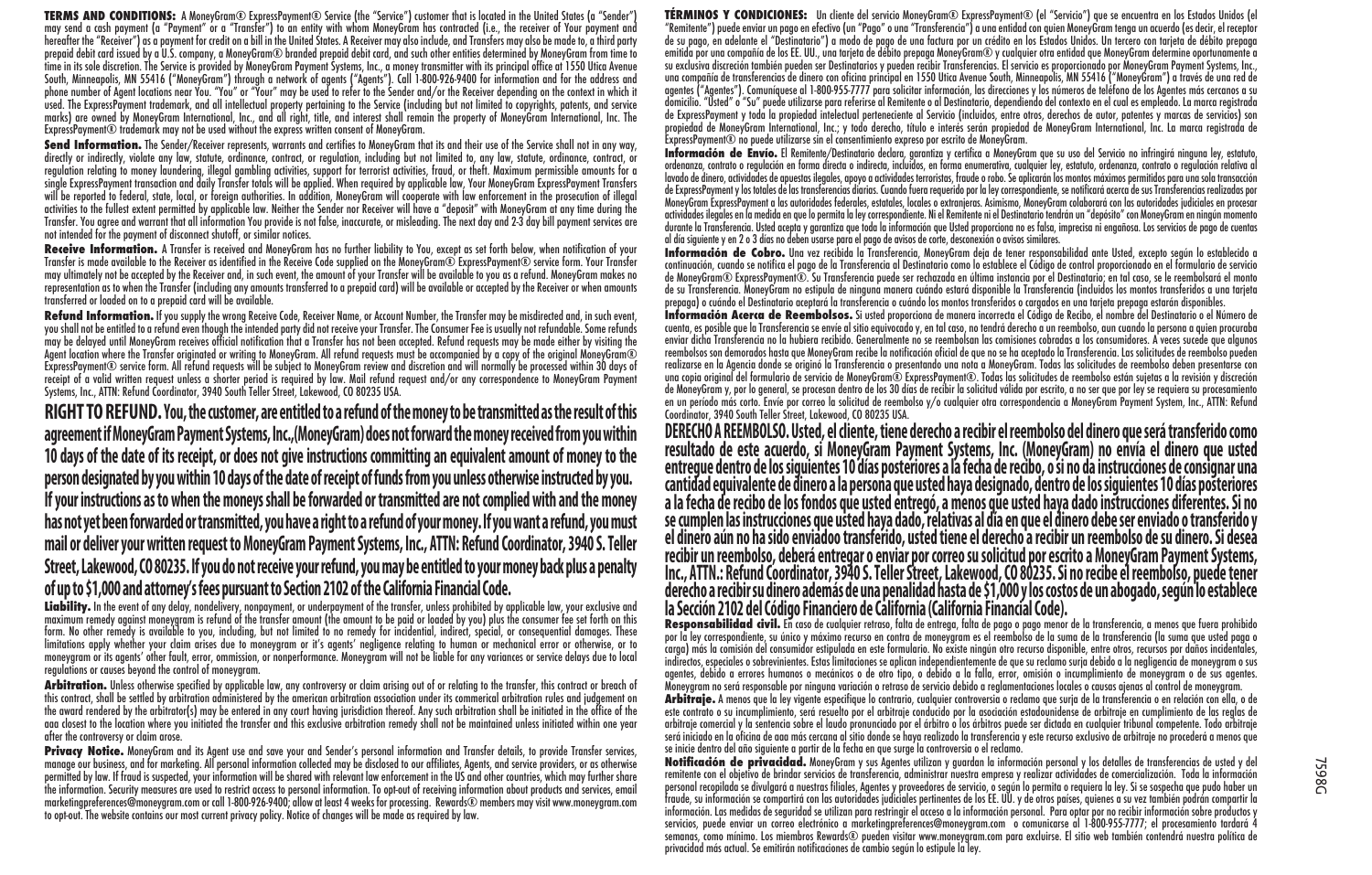**TERMS AND CONDITIONS:** A MoneyGram® ExpressPayment® Service (the "Service") customer that is located in the United States (a "Sender") may send a cash payment (a "Payment" or a "Transfer") to an entity with whom MoneyGram has contracted (i.e., the receiver of Your payment and hereafter the "Receiver") as a payment for credit on a bill in the United States. A Receiver may also include, and Transfers may also be made to, a third party prepaid debit card issued by a U.S. company, a MoneyGram® branded prepaid debit card, and such other entities determined by MoneyGram from time to time in its sole discretion. The Service is provided by MoneyGram Payment Systems, Inc., a money transmitter with its principal office at 1550 Utica Avenue South, Minneapolis, MN 55416 ("MoneyGram") through a network of agents ("Agents"). Call 1-800-926-9400 for information and for the address and phone number of Agent locations near You. "You" or "Your" may be used to refer to the Sender and/or the Receiver depending on the context in which it used. The ExpressPayment trademark, and all intellectual property pertaining to the Service (including but not limited to copyrights, patents, and service marks) are owned by MoneyGram International, Inc., and all right, title, and interest shall remain the property of MoneyGram International, Inc. The ExpressPayment® trademark may not be used without the express written consent of MoneyGram.

**Send Information.** The Sender/Receiver represents, warrants and certifies to MoneyGram that its and their use of the Service shall not in any way, directly or indirectly, violate any law, statute, ordinance, contract, or regulation, including but not limited to, any law, statute, ordinance, contract, or regulation relating to money laundering, illegal gambling activities, support for terrorist activities, fraud, or theft. Maximum permissible amounts for a single ExpressPayment transaction and daily Transfer totals will be applied. When required by applicable law, Your MoneyGram ExpressPayment Transfers will be reported to federal, state, local, or foreign authorities. In addition, MoneyGram will cooperate with law enforcement in the prosecution of illegal activities to the fullest extent permitted by applicable law. Neither the Sender nor Receiver will have a "deposit" with MoneyGram at any time during the Transfer. You agree and warrant that all information You provide is not false, inaccurate, or misleading. The next day and 2-3 day bill payment services are not intended for the payment of disconnect shutoff, or similar notices.

**Receive Information.** A Transfer is received and MoneyGram has no further liability to You, except as set forth below, when notification of your Transfer is made available to the Receiver as identified in the Receive Code supplied on the MoneyGram® ExpressPayment® service form. Your Transfer may ultimately not be accepted by the Receiver and, in such event, the amount of your Transfer will be available to you as a refund. MoneyGram makes no representation as to when the Transfer (including any amounts transferred to a prepaid card) will be available or accepted by the Receiver or when amounts transferred or loaded on to a prepaid card will be available.

**Refund Information.** If you supply the wrong Receive Code, Receiver Name, or Account Number, the Transfer may be misdirected and, in such event, you shall not be entitled to a refund even though the intended party did not receive your Transfer. The Consumer Fee is usually not refundable. Some refunds may be delayed until MoneyGram receives official notification that a Transfer has not been accepted. Refund requests may be made either by visiting the Agent location where the Transfer originated or writing to MoneyGram. All refund requests must be accompanied by a copy of the original MoneyGram® ExpressPayment® service form. All refund requests will be subject to MoneyGram review and discretion and will normally be processed within 30 days of receipt of a valid written request unless a shorter period is required by law. Mail refund request and/or any correspondence to MoneyGram Payment Systems, Inc., ATTN: Refund Coordinator, 3940 South Teller Street, Lakewood, CO 80235 USA.

**RIGHT TO REFUND. You, the customer, are entitled to a refund of the money to be transmitted as the result of this agreement if MoneyGram Payment Systems, Inc.,(MoneyGram) does not forward the money received from you within 10 days of the date of its receipt, or does not give instructions committing an equivalent amount of money to the person designated by you within 10 days of the date of receipt of funds from you unless otherwise instructed by you. If your instructions as to when the moneys shall be forwarded or transmitted are not complied with and the money has not yet been forwarded or transmitted, you have a right to a refund of your money. If you want a refund, you must mail or deliver your written request to MoneyGram Payment Systems, Inc., ATTN: Refund Coordinator, 3940 S. Teller Street, Lakewood, CO 80235. If you do not receive your refund, you may be entitled to your money back plus a penalty of up to $1,000 and attorney's fees pursuant to Section 2102 of the California Financial Code.**

**Liability.** In the event of any delay, nondelivery, nonpayment, or underpayment of the transfer, unless prohibited by applicable law, your exclusive and maximum remedy against moneygram is refund of the transfer amount (the amount to be paid or loaded by you) plus the consumer fee set forth on this form. No other remedy is available to you, including, but not limited to no remedy for incidential, indirect, special, or consequential damages. These limitations apply whether your claim arises due to moneygram or it's agents' negligence relating to human or mechanical error or otherwise, or to moneygram or its agents' other fault, error, ommission, or nonperformance. Moneygram will not be liable for any variances or service delays due to local regulations or causes beyond the control of moneygram.

**Arbitration.** Unless otherwise specified by applicable law, any controversy or claim arising out of or relating to the transfer, this contract or breach of this contract, shall be settled by arbitration administered by the american arbitration association under its commercial arbitration rules and judgement on the award rendered by the arbitrator(s) may be entered in any court having jurisdiction thereof. Any such arbitration shall be initiated in the office of the aaa closest to the location where you initiated the transfer and this exclusive arbitration remedy shall not be maintained unless initiated within one year after the controversy or claim arose.

**Privacy Notice.** MoneyGram and its Agent use and save your and Sender's personal information and Transfer details, to provide Transfer services, manage our business, and for marketing. All personal information collected may be disclosed to our affiliates, Agents, and service providers, or as otherwise permitted by law. If fraud is suspected, your information will be shared with relevant law enforcement in the US and other countries, which may further share the information. Security measures are used to restrict access to personal information. To opt-out of receiving information about products and services, email marketingpreferences@moneygram.com or call 1-800-926-9400; allow at least 4 weeks for processing. Rewards® members may visit www.moneygram.com to opt-out. The website contains our most current privacy policy. Notice of changes will be made as required by law.

**TÉRMINOS Y CONDICIONES:** Un cliente del servicio MoneyGram® ExpressPayment® (el "Servicio") que se encuentra en los Estados Unidos (el "Remitente") puede enviar un pago en efectivo (un "Pago" o una "Transferencia") a una entidad con quien MoneyGram tenga un acuerdo (es decir, el receptor de su pago, en adelante el "Destinatario") a modo de pago de una factura por un crédito en los Estados Unidos. Un tercero con tarjeta de débito prepaga emitida por una compañía de los EE. UU., una tarjeta de débito prepaga MoneyGram® y cualquier otra entidad que MoneyGram determine oportunamente a su exclusiva discreción también pueden ser Destinatarios y pueden recibir Transferencias. El servicio es proporcionado por MoneyGram Payment Systems, Inc., una compañía de transferencias de dinero con oficina principal en 1550 Utica Avenue South, Minneapolis, MN 55416 ("MoneyGram") a través de una red de agentes ("Agentes"). Comuníquese al 1-800-955-7777 para solicitar información, las direcciones y los números de teléfono de los Agentes más cercanos a su domicilio. "Usted" o "Su" puede utilizarse para referirse al Remitente o al Destinatario, dependiendo del contexto en el cual es empleado. La marca registrada de ExpressPayment y toda la propiedad intelectual perteneciente al Servicio (incluidos, entre otros, derechos de autor, patentes y marcas de servicios) son propiedad de MoneyGram International, Inc.; y todo derecho, título e interés serán propiedad de MoneyGram International, Inc. La marca registrada de ExpressPayment® no puede utilizarse sin el consentimiento expreso por escrito de MoneyGram.

**Información de Envío.** El Remitente/Destinatario declara, garantiza y certifica a MoneyGram que su uso del Servicio no infringirá ninguna ley, estatuto, ordenanza, contrato o regulación en forma directa o indirecta, incluidos, en forma enumerativa, cualquier ley, estatuto, ordenanza, contrato o regulación relativa al lavado de dinero, actividades de apuestas ilegales, apoyo a actividades terroristas, fraude o robo. Se aplicarán los montos máximos permitidos para una sola transacción de ExpressPayment y los totales de las transferencias diarias. Cuando fuera requerido por la ley correspondiente, se notificará acerca de sus Transferencias realizadas por MoneyGram ExpressPayment a las autoridades federales, estatales, locales o extranjeras. Asimismo, MoneyGram colaborará con las autoridades judiciales en procesar actividades ilegales en la medida en que lo permita la ley correspondiente. Ni el Remitente ni el Destinatario tendrán un "depósito" con MoneyGram en ningún momento durante la Transferencia. Usted acepta y garantiza que toda la información que Usted proporciona no es falsa, imprecisa ni engañosa. Los servicios de pago de cuentas al día siguiente y en 2 o 3 días no deben usarse para el pago de avisos de corte, desconexión o avisos similares.

**Información de Cobro.** Una vez recibida la Transferencia, MoneyGram deja de tener responsabilidad ante Usted, excepto según lo establecido a continuación, cuando se notifica el pago de la Transferencia al Destinatario como lo establece el Código de control proporcionado en el formulario de servicio de MoneyGram® ExpressPayment®. Su Transferencia puede ser rechazada en última instancia por el Destinatario; en tal caso, se le reembolsará el monto de su Transferencia. MoneyGram no estipula de ninguna manera cuándo estará disponible la Transferencia (incluidos los montos transferidos a una tarjeta prepaga) o cuándo el Destinatario aceptará la transferencia o cuándo los montos transferidos o cargados en una tarjeta prepaga estarán disponibles.

**Información Acerca de Reembolsos.** Si usted proporciona de manera incorrecta el Código de Recibo, el nombre del Destinatario o el Número de cuenta, es posible que la Transferencia se envíe al sitio equivocado y, en tal caso, no tendrá derecho a un reembolso, aun cuando la persona a quien procuraba enviar dicha Transferencia no la hubiera recibido. Generalmente no se reembolsan las comisiones cobradas a los consumidores. A veces sucede que algunos reembolsos son demorados hasta que MoneyGram recibe la notificación oficial de que no se ha aceptado la Transferencia. Las solicitudes de reembolso pueden realizarse en la Agencia donde se originó la Transferencia o presentando una nota a MoneyGram. Todas las solicitudes de reembolso deben presentarse con una copia original del formulario de servicio de MoneyGram® ExpressPayment®. Todas las solicitudes de reembolso están sujetas a la revisión y discreción de MoneyGram y, por lo general, se procesan dentro de los 30 días de recibir la solicitud válida por escrito, a no ser que por ley se requiera su procesamiento en un período más corto. Envíe por correo la solicitud de reembolso y/o cualquier otra correspondencia a MoneyGram Payment System, Inc., ATTN: Refund Coordinator, 3940 South Teller Street, Lakewood, CO 80235 USA.

**DERECHO A REEMBOLSO. Usted, el cliente, tiene derecho a recibir el reembolso del dinero que será transferido como resultado de este acuerdo, si MoneyGram Payment Systems, Inc. (MoneyGram) no envía el dinero que usted entregue dentro de los siguientes 10 días posteriores a la fecha de recibo, o si no da instrucciones de consignar una cantidad equivalente de dinero a la persona que usted haya designado, dentro de los siguientes 10 días posteriores a la fecha de recibo de los fondos que usted entregó, a menos que usted haya dado instrucciones diferentes. Si no se cumplen las instrucciones que usted haya dado, relativas al día en que el dinero debe ser enviado o transferido y el dinero aún no ha sido enviadoo transferido, usted tiene el derecho a recibir un reembolso de su dinero. Si desea recibir un reembolso, deberá entregar o enviar por correo su solicitud por escrito a MoneyGram Payment Systems, Inc., ATTN.: Refund Coordinator, 3940 S. Teller Street, Lakewood, CO 80235. Si no recibe el reembolso, puede tener derecho a recibir su dinero además de una penalidad hasta de $1,000 y los costos de un abogado, según lo establece la Sección 2102 del Código Financiero de California (California Financial Code).**

**Responsabilidad civil.** En caso de cualquier retraso, falta de entrega, falta de pago o pago menor de la transferencia, a menos que fuera prohibido por la ley correspondiente, su único y máximo recurso en contra de moneygram es el reembolso de la suma de la transferencia (la suma que usted paga o carga) más la comisión del consumidor estipulada en este formulario. No existe ningún otro recurso disponible, entre otros, recursos por daños incidentales, indirectos, especiales o sobrevinientes. Estas limitaciones se aplican independientemente de que su reclamo surja debido a la negligencia de moneygram o sus agentes, debido a errores humanos o mecánicos o de otro tipo, o debido a la falla, error, omisión o incumplimiento de moneygram o de sus agentes. Moneygram no será responsable por ninguna variación o retraso de servicio debido a reglamentaciones locales o causas ajenas al control de moneygram.

**Arbitraje.** A menos que la ley vigente especifique lo contrario, cualquier controversia o reclamo que surja de la transferencia o en relación con ella, o de este contrato o su incumplimiento, será resuelto por el arbitraje conducido por la asociación estadounidense de arbitraje en cumplimiento de las reglas de arbitraje comercial y la sentencia sobre el laudo pronunciado por el árbitro o los árbitros puede ser dictada en cualquier tribunal competente. Todo arbitraje será iniciado en la oficina de aaa más cercana al sitio donde se haya realizado la transferencia y este recurso exclusivo de arbitraje no procederá a menos que se inicie dentro del año siguiente a partir de la fecha en que surge la controversia o el reclamo.

**Notificación de privacidad.** MoneyGram y sus Agentes utilizan y guardan la información personal y los detalles de transferencias de usted y del remitente con el objetivo de brindar servicios de transferencia, administrar nuestra empresa y realizar actividades de comercialización. Toda la información personal recopilada se divulgará a nuestras filiales, Agentes y proveedores de servicio, o según lo permita o requiera la ley. Si se sospecha que pudo haber un fraude, su información se compartirá con las autoridades judiciales pertinentes de los EE. UU. y de otros países, quienes a su vez también podrán compartir la información. Las medidas de seguridad se utilizan para restringir el acceso a la información personal. Para optar por no recibir información sobre productos y servicios, puede enviar un correo electrónico a marketingpreferences@moneygram.com o comunicarse al 1-800-955-7777; el procesamiento tardará 4 semanas, como mínimo. Los miembros Rewards® pueden visitar www.moneygram.com para excluirse. El sitio web también contendrá nuestra política de privacidad más actual. Se emitirán notificaciones de cambio según lo estipule la ley.

7598C